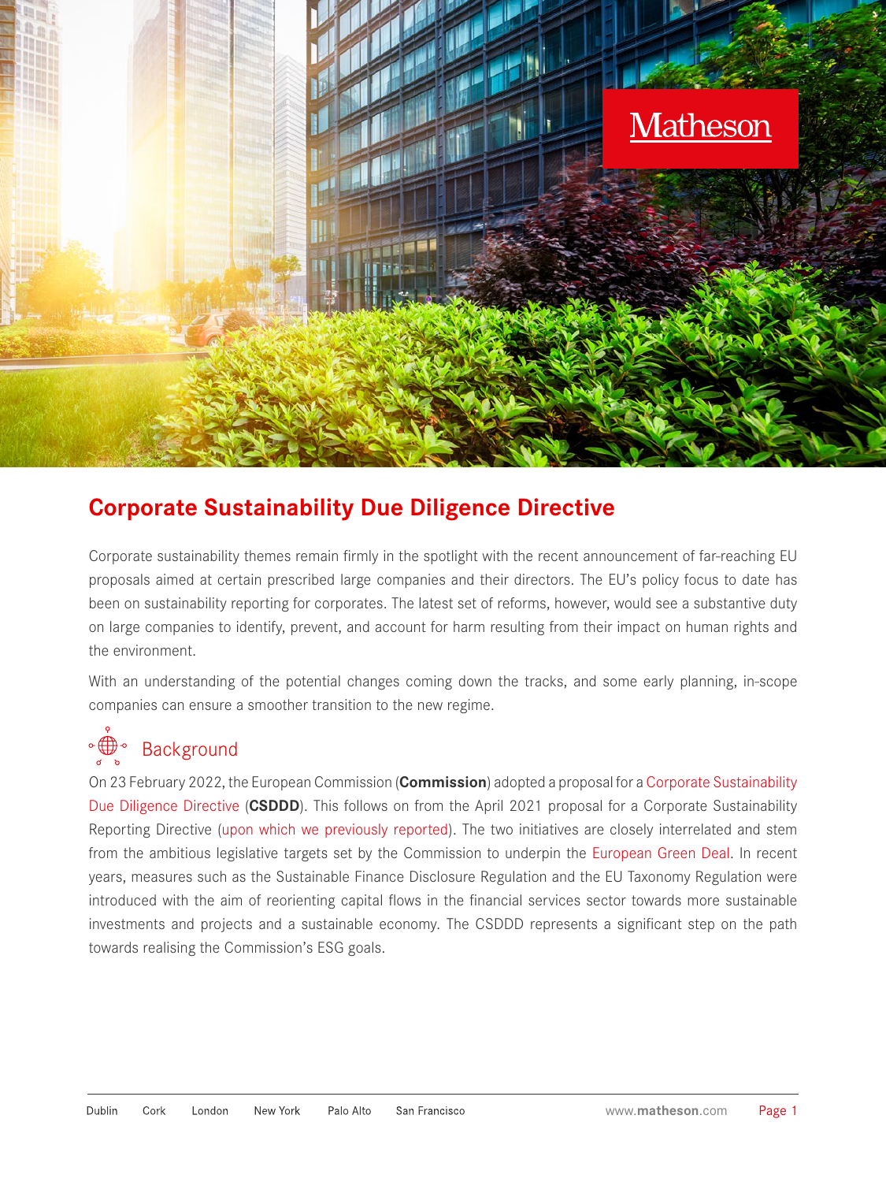# Corporate Sustainability Due Diligence Directive

Corporate sustainability themes remain firmly in the spotlight with the recent announcement of far-reaching EU proposals aimed at certain prescribed large companies and their directors. The EU's policy focus to date has been on sustainability reporting for corporates. The latest set of reforms, however, would see a substantive duty on large companies to identify, prevent, and account for harm resulting from their impact on human rights and the environment.

With an understanding of the potential changes coming down the tracks, and some early planning, in-scope companies can ensure a smoother transition to the new regime.

## Background

On 23 February 2022, the European Commission (**Commission**) adopted a proposal for a Corporate Sustainability Due Diligence Directive (**CSDDD**). This follows on from the April 2021 proposal for a Corporate Sustainability Reporting Directive (upon which we previously reported). The two initiatives are closely interrelated and stem from the ambitious legislative targets set by the Commission to underpin the European Green Deal. In recent years, measures such as the Sustainable Finance Disclosure Regulation and the EU Taxonomy Regulation were introduced with the aim of reorienting capital flows in the financial services sector towards more sustainable investments and projects and a sustainable economy. The CSDDD represents a significant step on the path towards realising the Commission's ESG goals.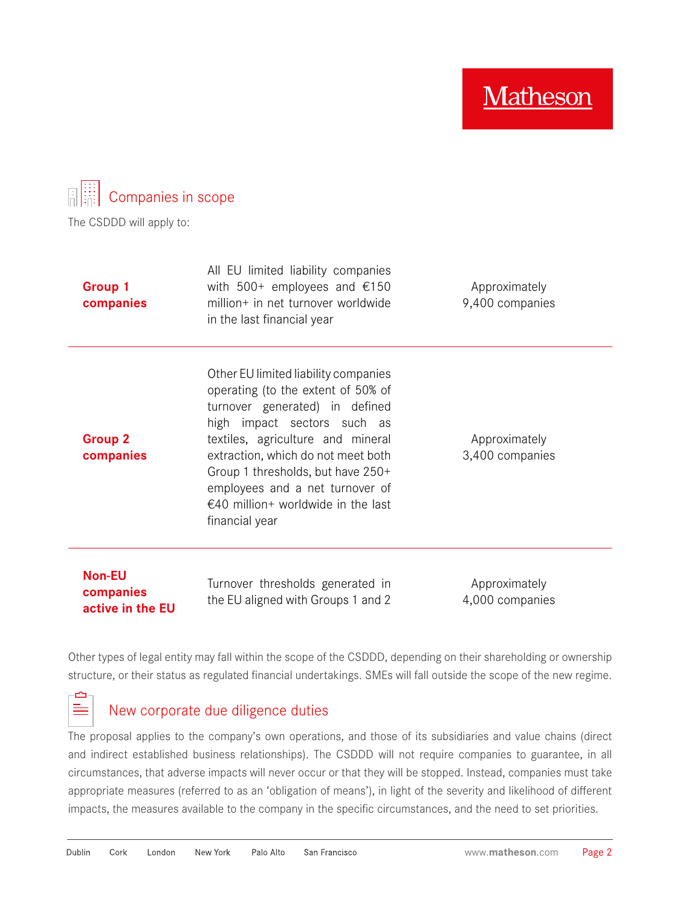## Companies in scope

The CSDDD will apply to:

| | | |
|---|---|---|
| **Group 1 companies** | All EU limited liability companies with 500+ employees and €150 million+ in net turnover worldwide in the last financial year | Approximately 9,400 companies |
| **Group 2 companies** | Other EU limited liability companies operating (to the extent of 50% of turnover generated) in defined high impact sectors such as textiles, agriculture and mineral extraction, which do not meet both Group 1 thresholds, but have 250+ employees and a net turnover of €40 million+ worldwide in the last financial year | Approximately 3,400 companies |
| **Non-EU companies active in the EU** | Turnover thresholds generated in the EU aligned with Groups 1 and 2 | Approximately 4,000 companies |

Other types of legal entity may fall within the scope of the CSDDD, depending on their shareholding or ownership structure, or their status as regulated financial undertakings. SMEs will fall outside the scope of the new regime.

## New corporate due diligence duties

The proposal applies to the company's own operations, and those of its subsidiaries and value chains (direct and indirect established business relationships). The CSDDD will not require companies to guarantee, in all circumstances, that adverse impacts will never occur or that they will be stopped. Instead, companies must take appropriate measures (referred to as an 'obligation of means'), in light of the severity and likelihood of different impacts, the measures available to the company in the specific circumstances, and the need to set priorities.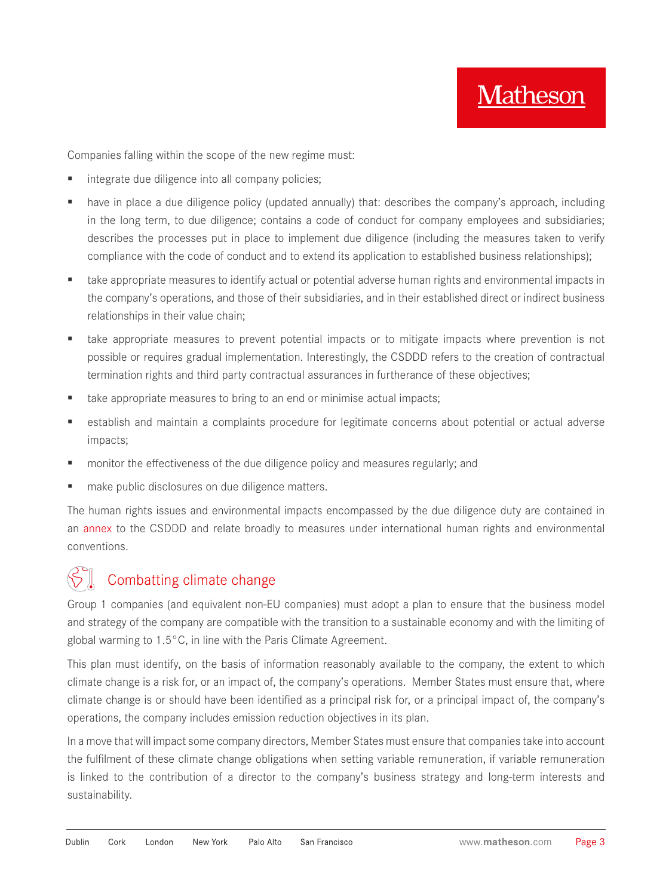Companies falling within the scope of the new regime must:

- integrate due diligence into all company policies;
- have in place a due diligence policy (updated annually) that: describes the company's approach, including in the long term, to due diligence; contains a code of conduct for company employees and subsidiaries; describes the processes put in place to implement due diligence (including the measures taken to verify compliance with the code of conduct and to extend its application to established business relationships);
- take appropriate measures to identify actual or potential adverse human rights and environmental impacts in the company's operations, and those of their subsidiaries, and in their established direct or indirect business relationships in their value chain;
- take appropriate measures to prevent potential impacts or to mitigate impacts where prevention is not possible or requires gradual implementation. Interestingly, the CSDDD refers to the creation of contractual termination rights and third party contractual assurances in furtherance of these objectives;
- take appropriate measures to bring to an end or minimise actual impacts;
- establish and maintain a complaints procedure for legitimate concerns about potential or actual adverse impacts;
- monitor the effectiveness of the due diligence policy and measures regularly; and
- make public disclosures on due diligence matters.

The human rights issues and environmental impacts encompassed by the due diligence duty are contained in an annex to the CSDDD and relate broadly to measures under international human rights and environmental conventions.

## Combatting climate change

Group 1 companies (and equivalent non-EU companies) must adopt a plan to ensure that the business model and strategy of the company are compatible with the transition to a sustainable economy and with the limiting of global warming to 1.5°C, in line with the Paris Climate Agreement.

This plan must identify, on the basis of information reasonably available to the company, the extent to which climate change is a risk for, or an impact of, the company's operations. Member States must ensure that, where climate change is or should have been identified as a principal risk for, or a principal impact of, the company's operations, the company includes emission reduction objectives in its plan.

In a move that will impact some company directors, Member States must ensure that companies take into account the fulfilment of these climate change obligations when setting variable remuneration, if variable remuneration is linked to the contribution of a director to the company's business strategy and long-term interests and sustainability.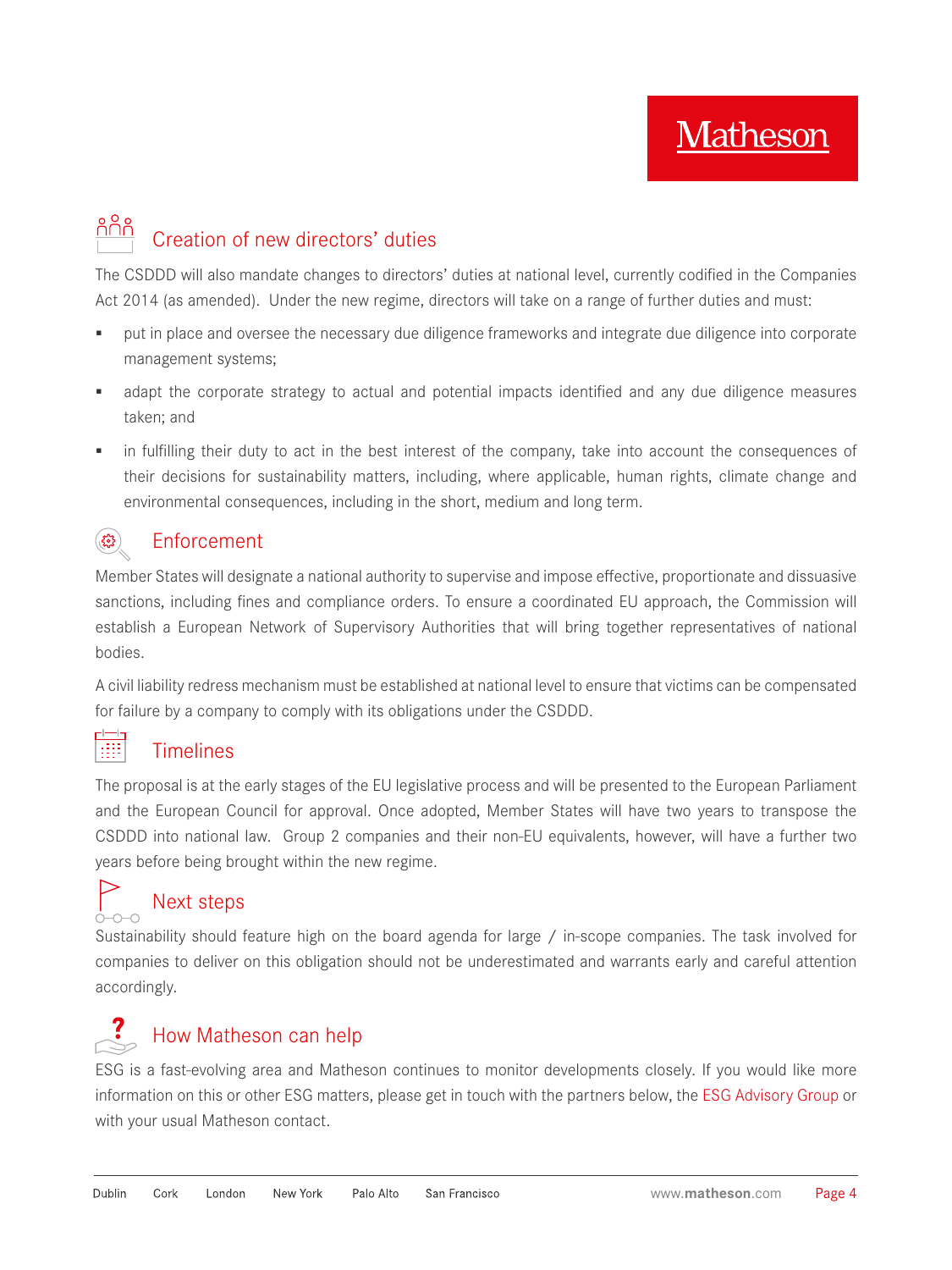## Creation of new directors' duties

The CSDDD will also mandate changes to directors' duties at national level, currently codified in the Companies Act 2014 (as amended). Under the new regime, directors will take on a range of further duties and must:

- put in place and oversee the necessary due diligence frameworks and integrate due diligence into corporate management systems;
- adapt the corporate strategy to actual and potential impacts identified and any due diligence measures taken; and
- in fulfilling their duty to act in the best interest of the company, take into account the consequences of their decisions for sustainability matters, including, where applicable, human rights, climate change and environmental consequences, including in the short, medium and long term.

## Enforcement

Member States will designate a national authority to supervise and impose effective, proportionate and dissuasive sanctions, including fines and compliance orders. To ensure a coordinated EU approach, the Commission will establish a European Network of Supervisory Authorities that will bring together representatives of national bodies.

A civil liability redress mechanism must be established at national level to ensure that victims can be compensated for failure by a company to comply with its obligations under the CSDDD.

## Timelines

The proposal is at the early stages of the EU legislative process and will be presented to the European Parliament and the European Council for approval. Once adopted, Member States will have two years to transpose the CSDDD into national law. Group 2 companies and their non-EU equivalents, however, will have a further two years before being brought within the new regime.

## Next steps

Sustainability should feature high on the board agenda for large / in-scope companies. The task involved for companies to deliver on this obligation should not be underestimated and warrants early and careful attention accordingly.

## How Matheson can help

ESG is a fast-evolving area and Matheson continues to monitor developments closely. If you would like more information on this or other ESG matters, please get in touch with the partners below, the ESG Advisory Group or with your usual Matheson contact.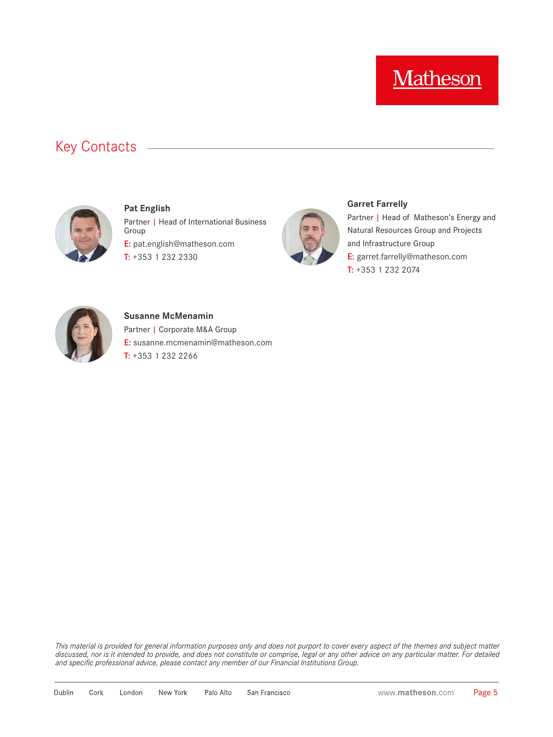## Key Contacts

**Pat English**
Partner | Head of International Business Group
E: pat.english@matheson.com
T: +353 1 232 2330

**Garret Farrelly**
Partner | Head of Matheson's Energy and Natural Resources Group and Projects and Infrastructure Group
E: garret.farrelly@matheson.com
T: +353 1 232 2074

**Susanne McMenamin**
Partner | Corporate M&A Group
E: susanne.mcmenamin@matheson.com
T: +353 1 232 2266

*This material is provided for general information purposes only and does not purport to cover every aspect of the themes and subject matter discussed, nor is it intended to provide, and does not constitute or comprise, legal or any other advice on any particular matter. For detailed and specific professional advice, please contact any member of our Financial Institutions Group.*